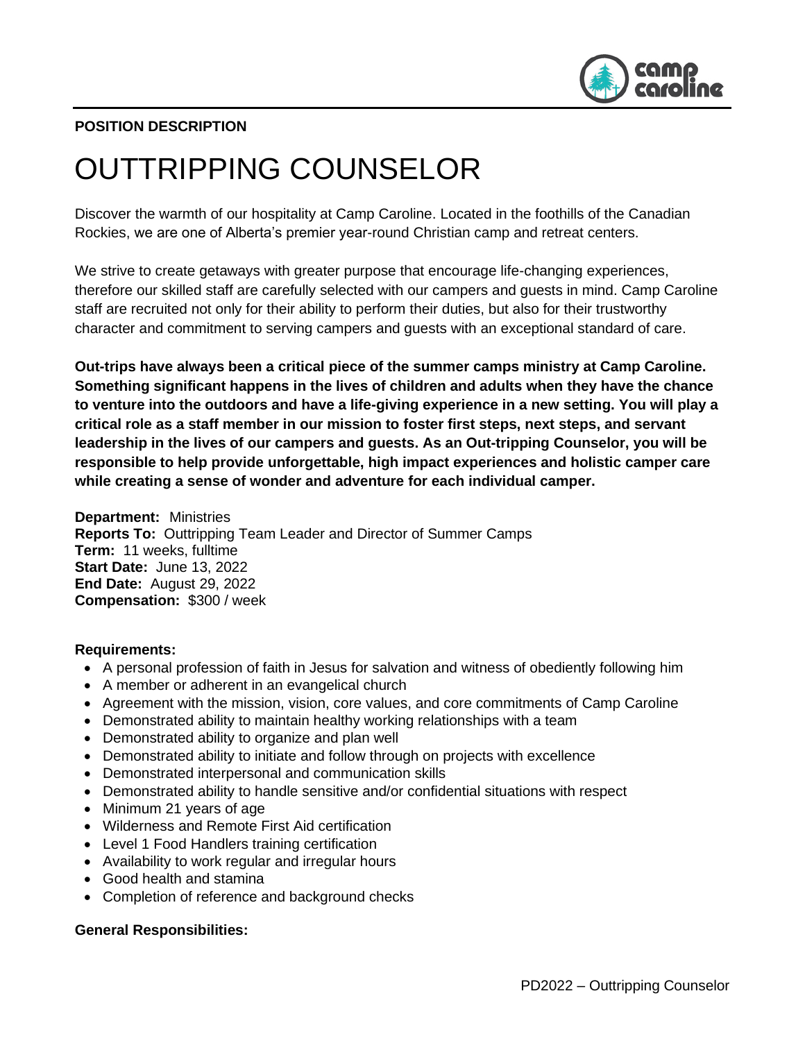**POSITION DESCRIPTION**

# OUTTRIPPING COUNSELOR

Discover the warmth of our hospitality at Camp Caroline. Located in the foothills of the Canadian Rockies, we are one of Alberta's premier year-round Christian camp and retreat centers.

We strive to create getaways with greater purpose that encourage life-changing experiences, therefore our skilled staff are carefully selected with our campers and guests in mind. Camp Caroline staff are recruited not only for their ability to perform their duties, but also for their trustworthy character and commitment to serving campers and guests with an exceptional standard of care.

**Out-trips have always been a critical piece of the summer camps ministry at Camp Caroline. Something significant happens in the lives of children and adults when they have the chance to venture into the outdoors and have a life-giving experience in a new setting. You will play a critical role as a staff member in our mission to foster first steps, next steps, and servant leadership in the lives of our campers and guests. As an Out-tripping Counselor, you will be responsible to help provide unforgettable, high impact experiences and holistic camper care while creating a sense of wonder and adventure for each individual camper.**

**Department:** Ministries
**Reports To:** Outtripping Team Leader and Director of Summer Camps
**Term:** 11 weeks, fulltime
**Start Date:** June 13, 2022
**End Date:** August 29, 2022
**Compensation:** $300 / week

**Requirements:**

- A personal profession of faith in Jesus for salvation and witness of obediently following him
- A member or adherent in an evangelical church
- Agreement with the mission, vision, core values, and core commitments of Camp Caroline
- Demonstrated ability to maintain healthy working relationships with a team
- Demonstrated ability to organize and plan well
- Demonstrated ability to initiate and follow through on projects with excellence
- Demonstrated interpersonal and communication skills
- Demonstrated ability to handle sensitive and/or confidential situations with respect
- Minimum 21 years of age
- Wilderness and Remote First Aid certification
- Level 1 Food Handlers training certification
- Availability to work regular and irregular hours
- Good health and stamina
- Completion of reference and background checks

**General Responsibilities:**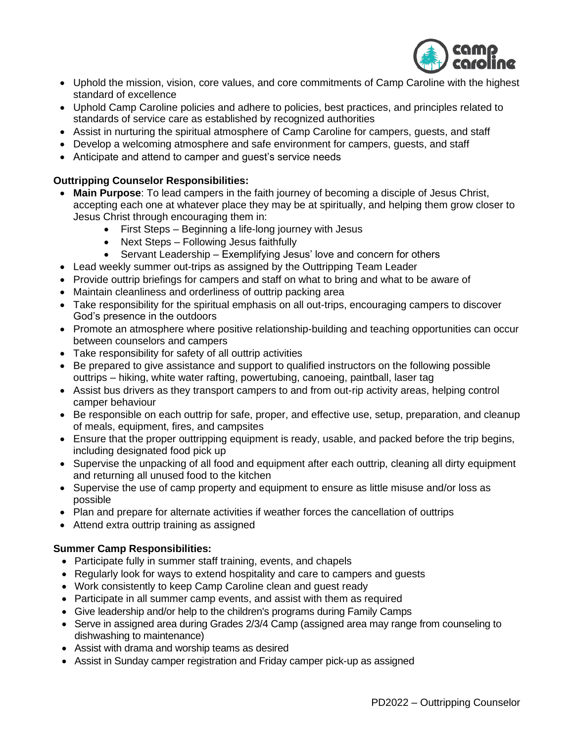- Uphold the mission, vision, core values, and core commitments of Camp Caroline with the highest standard of excellence
- Uphold Camp Caroline policies and adhere to policies, best practices, and principles related to standards of service care as established by recognized authorities
- Assist in nurturing the spiritual atmosphere of Camp Caroline for campers, guests, and staff
- Develop a welcoming atmosphere and safe environment for campers, guests, and staff
- Anticipate and attend to camper and guest's service needs

**Outtripping Counselor Responsibilities:**

- **Main Purpose**: To lead campers in the faith journey of becoming a disciple of Jesus Christ, accepting each one at whatever place they may be at spiritually, and helping them grow closer to Jesus Christ through encouraging them in:
    - First Steps – Beginning a life-long journey with Jesus
    - Next Steps – Following Jesus faithfully
    - Servant Leadership – Exemplifying Jesus' love and concern for others
- Lead weekly summer out-trips as assigned by the Outtripping Team Leader
- Provide outtrip briefings for campers and staff on what to bring and what to be aware of
- Maintain cleanliness and orderliness of outtrip packing area
- Take responsibility for the spiritual emphasis on all out-trips, encouraging campers to discover God's presence in the outdoors
- Promote an atmosphere where positive relationship-building and teaching opportunities can occur between counselors and campers
- Take responsibility for safety of all outtrip activities
- Be prepared to give assistance and support to qualified instructors on the following possible outtrips – hiking, white water rafting, powertubing, canoeing, paintball, laser tag
- Assist bus drivers as they transport campers to and from out-rip activity areas, helping control camper behaviour
- Be responsible on each outtrip for safe, proper, and effective use, setup, preparation, and cleanup of meals, equipment, fires, and campsites
- Ensure that the proper outtripping equipment is ready, usable, and packed before the trip begins, including designated food pick up
- Supervise the unpacking of all food and equipment after each outtrip, cleaning all dirty equipment and returning all unused food to the kitchen
- Supervise the use of camp property and equipment to ensure as little misuse and/or loss as possible
- Plan and prepare for alternate activities if weather forces the cancellation of outtrips
- Attend extra outtrip training as assigned

**Summer Camp Responsibilities:**

- Participate fully in summer staff training, events, and chapels
- Regularly look for ways to extend hospitality and care to campers and guests
- Work consistently to keep Camp Caroline clean and guest ready
- Participate in all summer camp events, and assist with them as required
- Give leadership and/or help to the children's programs during Family Camps
- Serve in assigned area during Grades 2/3/4 Camp (assigned area may range from counseling to dishwashing to maintenance)
- Assist with drama and worship teams as desired
- Assist in Sunday camper registration and Friday camper pick-up as assigned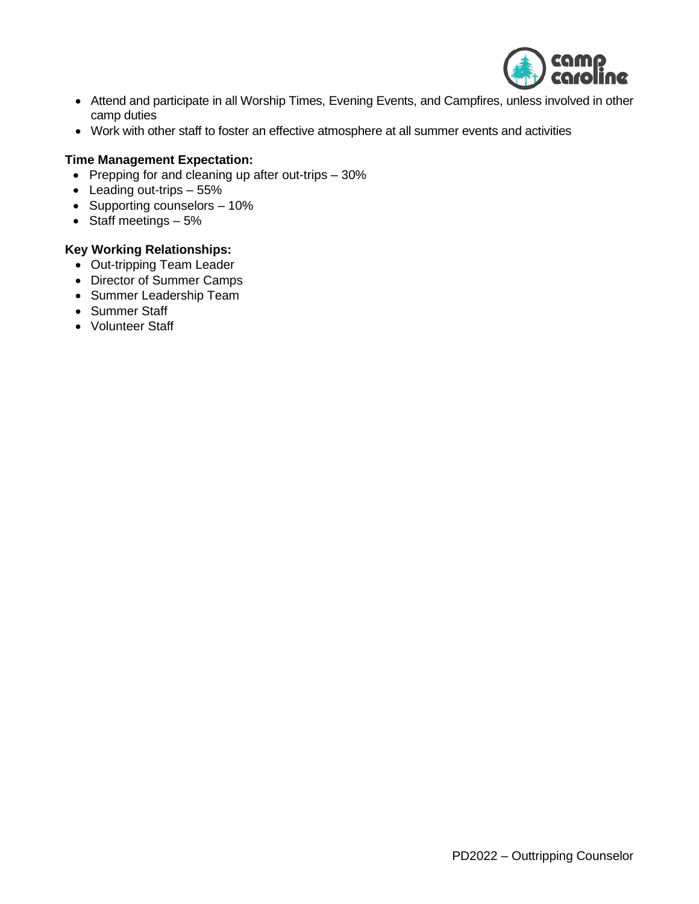- Attend and participate in all Worship Times, Evening Events, and Campfires, unless involved in other camp duties
- Work with other staff to foster an effective atmosphere at all summer events and activities

**Time Management Expectation:**

- Prepping for and cleaning up after out-trips – 30%
- Leading out-trips – 55%
- Supporting counselors – 10%
- Staff meetings – 5%

**Key Working Relationships:**

- Out-tripping Team Leader
- Director of Summer Camps
- Summer Leadership Team
- Summer Staff
- Volunteer Staff